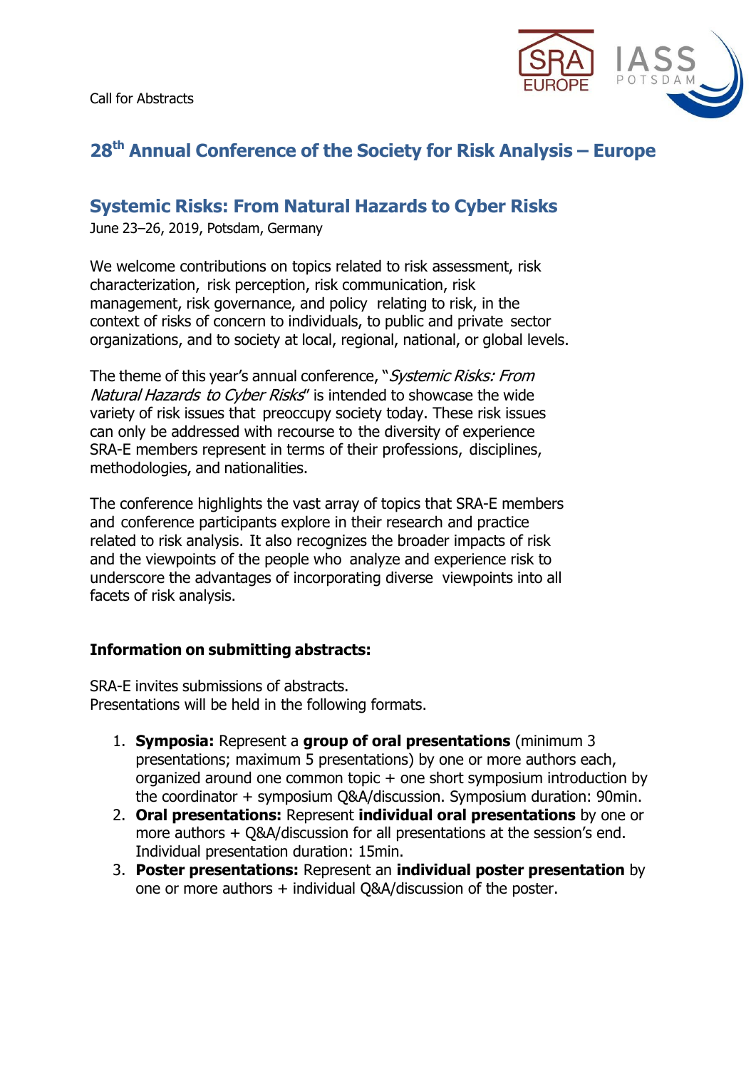Call for Abstracts

# 28th Annual Conference of the Society for Risk Analysis – Europe

## Systemic Risks: From Natural Hazards to Cyber Risks

June 23–26, 2019, Potsdam, Germany

We welcome contributions on topics related to risk assessment, risk characterization, risk perception, risk communication, risk management, risk governance, and policy relating to risk, in the context of risks of concern to individuals, to public and private sector organizations, and to society at local, regional, national, or global levels.

The theme of this year's annual conference, "*Systemic Risks: From Natural Hazards to Cyber Risks*" is intended to showcase the wide variety of risk issues that preoccupy society today. These risk issues can only be addressed with recourse to the diversity of experience SRA-E members represent in terms of their professions, disciplines, methodologies, and nationalities.

The conference highlights the vast array of topics that SRA-E members and conference participants explore in their research and practice related to risk analysis. It also recognizes the broader impacts of risk and the viewpoints of the people who analyze and experience risk to underscore the advantages of incorporating diverse viewpoints into all facets of risk analysis.

### Information on submitting abstracts:

SRA-E invites submissions of abstracts.
Presentations will be held in the following formats.

1. **Symposia:** Represent a **group of oral presentations** (minimum 3 presentations; maximum 5 presentations) by one or more authors each, organized around one common topic + one short symposium introduction by the coordinator + symposium Q&A/discussion. Symposium duration: 90min.
2. **Oral presentations:** Represent **individual oral presentations** by one or more authors + Q&A/discussion for all presentations at the session's end. Individual presentation duration: 15min.
3. **Poster presentations:** Represent an **individual poster presentation** by one or more authors + individual Q&A/discussion of the poster.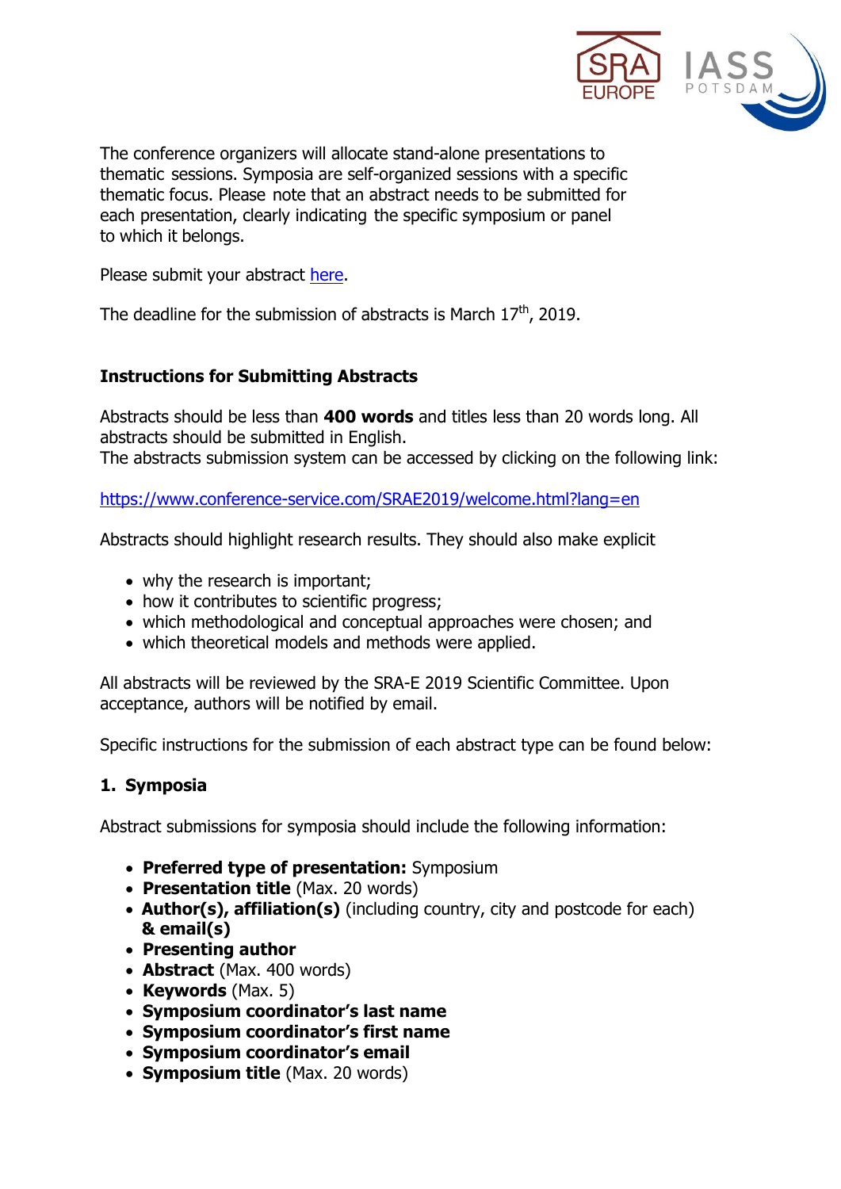The conference organizers will allocate stand-alone presentations to thematic sessions. Symposia are self-organized sessions with a specific thematic focus. Please note that an abstract needs to be submitted for each presentation, clearly indicating the specific symposium or panel to which it belongs.

Please submit your abstract here.

The deadline for the submission of abstracts is March 17th, 2019.

### Instructions for Submitting Abstracts

Abstracts should be less than **400 words** and titles less than 20 words long. All abstracts should be submitted in English.
The abstracts submission system can be accessed by clicking on the following link:

https://www.conference-service.com/SRAE2019/welcome.html?lang=en

Abstracts should highlight research results. They should also make explicit

- why the research is important;
- how it contributes to scientific progress;
- which methodological and conceptual approaches were chosen; and
- which theoretical models and methods were applied.

All abstracts will be reviewed by the SRA-E 2019 Scientific Committee. Upon acceptance, authors will be notified by email.

Specific instructions for the submission of each abstract type can be found below:

#### 1. Symposia

Abstract submissions for symposia should include the following information:

- **Preferred type of presentation:** Symposium
- **Presentation title** (Max. 20 words)
- **Author(s), affiliation(s)** (including country, city and postcode for each) **& email(s)**
- **Presenting author**
- **Abstract** (Max. 400 words)
- **Keywords** (Max. 5)
- **Symposium coordinator's last name**
- **Symposium coordinator's first name**
- **Symposium coordinator's email**
- **Symposium title** (Max. 20 words)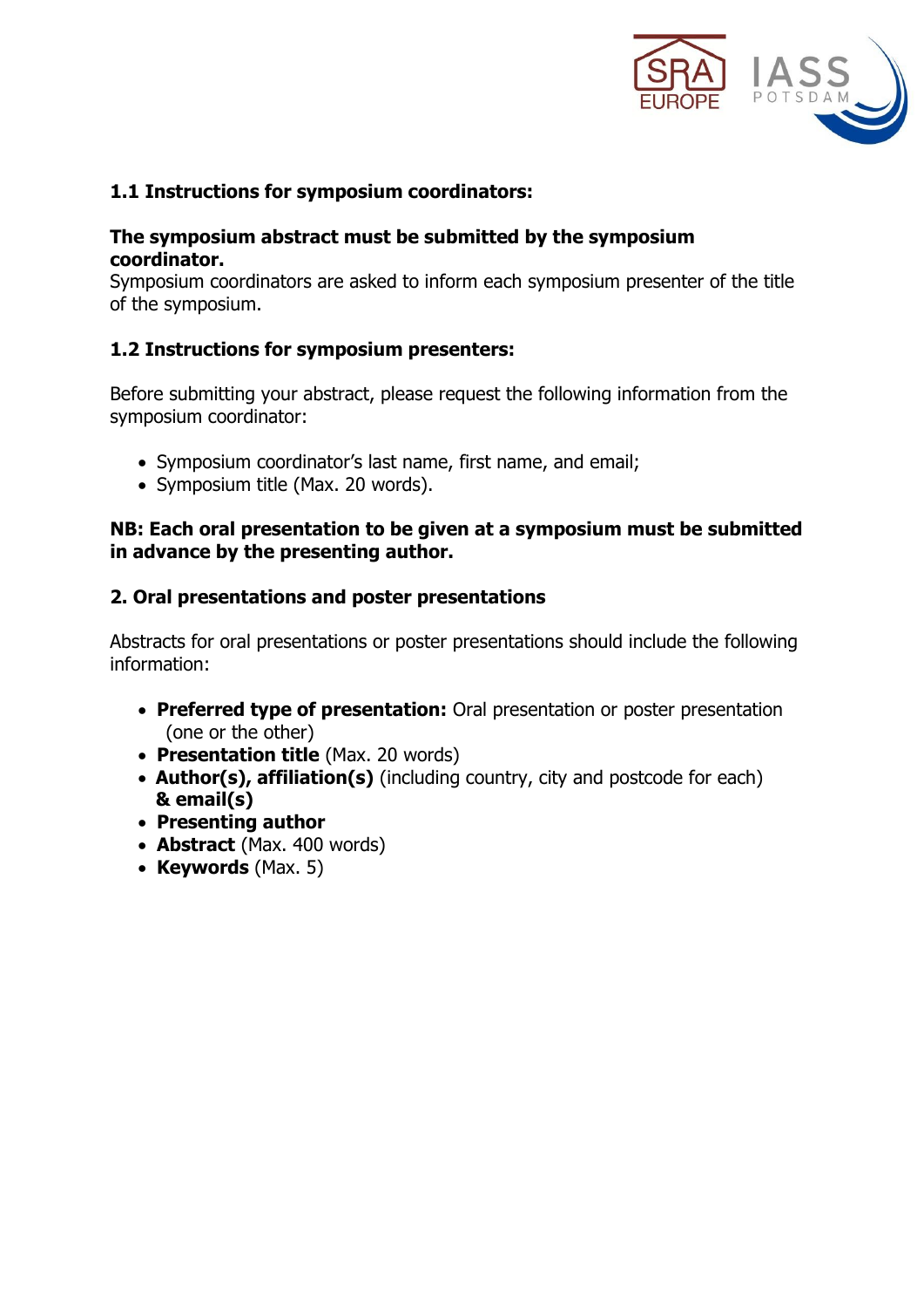### 1.1 Instructions for symposium coordinators:

**The symposium abstract must be submitted by the symposium coordinator.**
Symposium coordinators are asked to inform each symposium presenter of the title of the symposium.

### 1.2 Instructions for symposium presenters:

Before submitting your abstract, please request the following information from the symposium coordinator:

- Symposium coordinator's last name, first name, and email;
- Symposium title (Max. 20 words).

**NB: Each oral presentation to be given at a symposium must be submitted in advance by the presenting author.**

### 2. Oral presentations and poster presentations

Abstracts for oral presentations or poster presentations should include the following information:

- **Preferred type of presentation:** Oral presentation or poster presentation (one or the other)
- **Presentation title** (Max. 20 words)
- **Author(s), affiliation(s)** (including country, city and postcode for each) **& email(s)**
- **Presenting author**
- **Abstract** (Max. 400 words)
- **Keywords** (Max. 5)